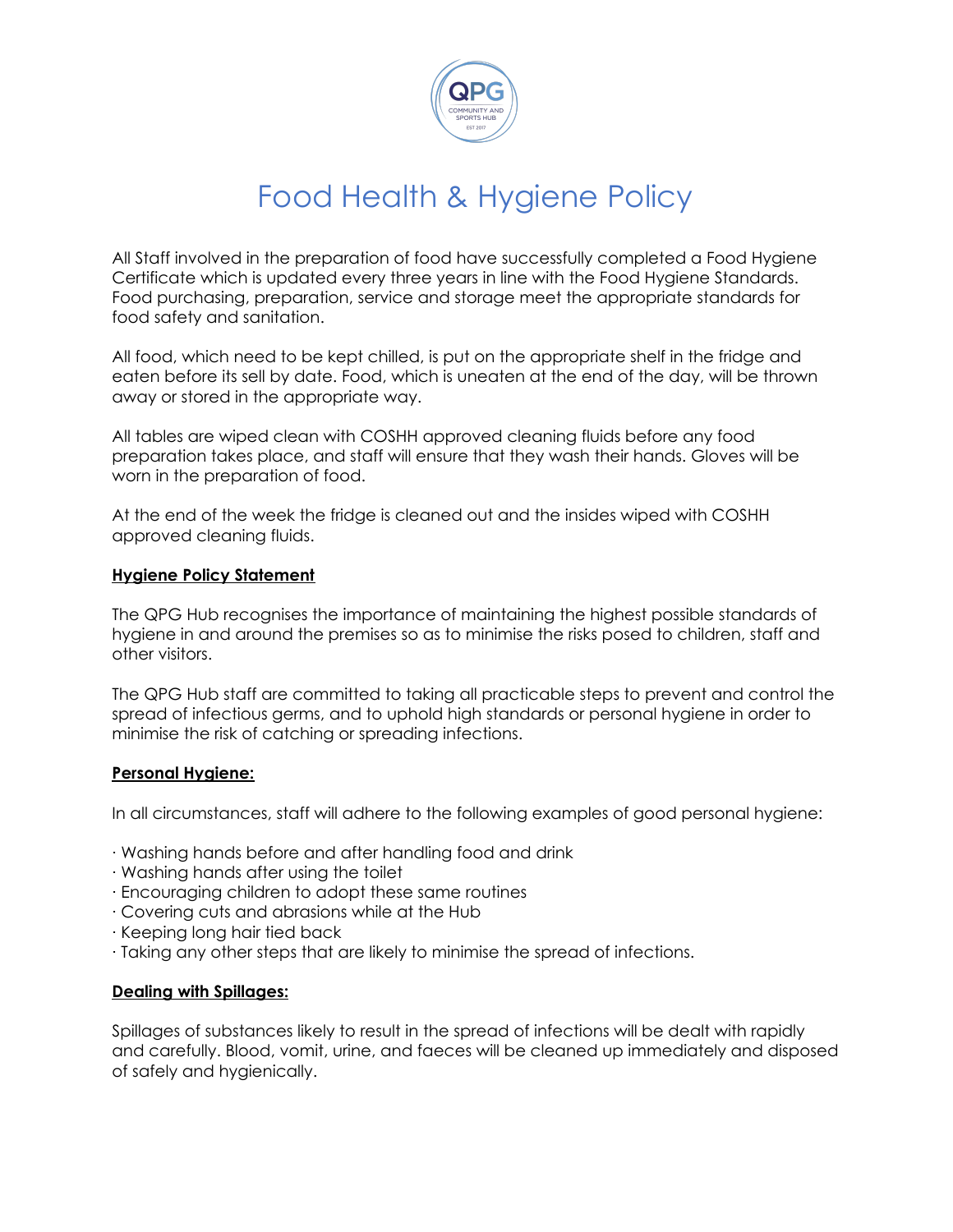# Food Health & Hygiene Policy

All Staff involved in the preparation of food have successfully completed a Food Hygiene Certificate which is updated every three years in line with the Food Hygiene Standards. Food purchasing, preparation, service and storage meet the appropriate standards for food safety and sanitation.

All food, which need to be kept chilled, is put on the appropriate shelf in the fridge and eaten before its sell by date. Food, which is uneaten at the end of the day, will be thrown away or stored in the appropriate way.

All tables are wiped clean with COSHH approved cleaning fluids before any food preparation takes place, and staff will ensure that they wash their hands. Gloves will be worn in the preparation of food.

At the end of the week the fridge is cleaned out and the insides wiped with COSHH approved cleaning fluids.

**Hygiene Policy Statement**

The QPG Hub recognises the importance of maintaining the highest possible standards of hygiene in and around the premises so as to minimise the risks posed to children, staff and other visitors.

The QPG Hub staff are committed to taking all practicable steps to prevent and control the spread of infectious germs, and to uphold high standards or personal hygiene in order to minimise the risk of catching or spreading infections.

**Personal Hygiene:**

In all circumstances, staff will adhere to the following examples of good personal hygiene:

· Washing hands before and after handling food and drink
· Washing hands after using the toilet
· Encouraging children to adopt these same routines
· Covering cuts and abrasions while at the Hub
· Keeping long hair tied back
· Taking any other steps that are likely to minimise the spread of infections.

**Dealing with Spillages:**

Spillages of substances likely to result in the spread of infections will be dealt with rapidly and carefully. Blood, vomit, urine, and faeces will be cleaned up immediately and disposed of safely and hygienically.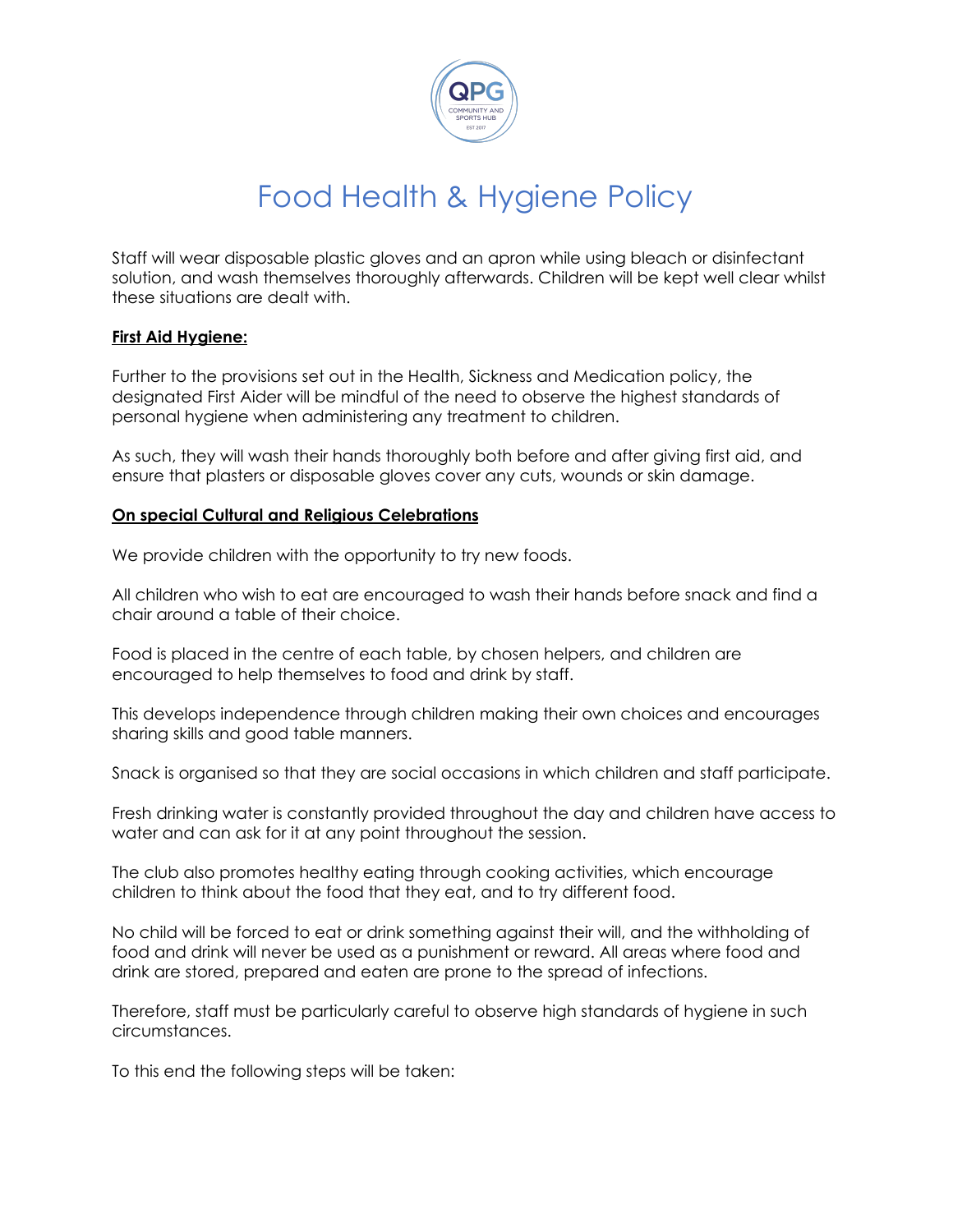# Food Health & Hygiene Policy

Staff will wear disposable plastic gloves and an apron while using bleach or disinfectant solution, and wash themselves thoroughly afterwards. Children will be kept well clear whilst these situations are dealt with.

**First Aid Hygiene:**

Further to the provisions set out in the Health, Sickness and Medication policy, the designated First Aider will be mindful of the need to observe the highest standards of personal hygiene when administering any treatment to children.

As such, they will wash their hands thoroughly both before and after giving first aid, and ensure that plasters or disposable gloves cover any cuts, wounds or skin damage.

**On special Cultural and Religious Celebrations**

We provide children with the opportunity to try new foods.

All children who wish to eat are encouraged to wash their hands before snack and find a chair around a table of their choice.

Food is placed in the centre of each table, by chosen helpers, and children are encouraged to help themselves to food and drink by staff.

This develops independence through children making their own choices and encourages sharing skills and good table manners.

Snack is organised so that they are social occasions in which children and staff participate.

Fresh drinking water is constantly provided throughout the day and children have access to water and can ask for it at any point throughout the session.

The club also promotes healthy eating through cooking activities, which encourage children to think about the food that they eat, and to try different food.

No child will be forced to eat or drink something against their will, and the withholding of food and drink will never be used as a punishment or reward. All areas where food and drink are stored, prepared and eaten are prone to the spread of infections.

Therefore, staff must be particularly careful to observe high standards of hygiene in such circumstances.

To this end the following steps will be taken: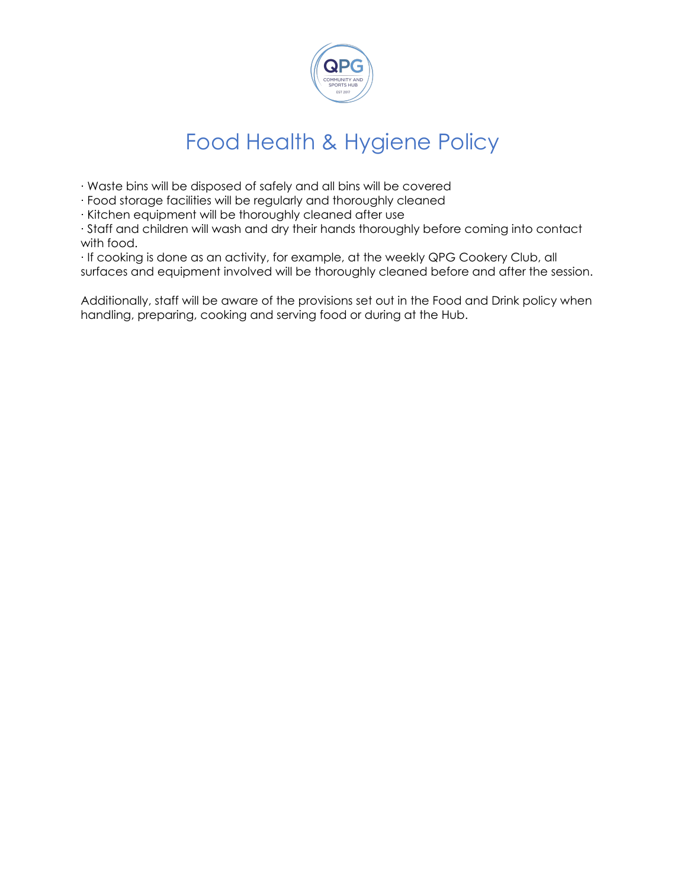# Food Health & Hygiene Policy

· Waste bins will be disposed of safely and all bins will be covered
· Food storage facilities will be regularly and thoroughly cleaned
· Kitchen equipment will be thoroughly cleaned after use
· Staff and children will wash and dry their hands thoroughly before coming into contact with food.
· If cooking is done as an activity, for example, at the weekly QPG Cookery Club, all surfaces and equipment involved will be thoroughly cleaned before and after the session.

Additionally, staff will be aware of the provisions set out in the Food and Drink policy when handling, preparing, cooking and serving food or during at the Hub.